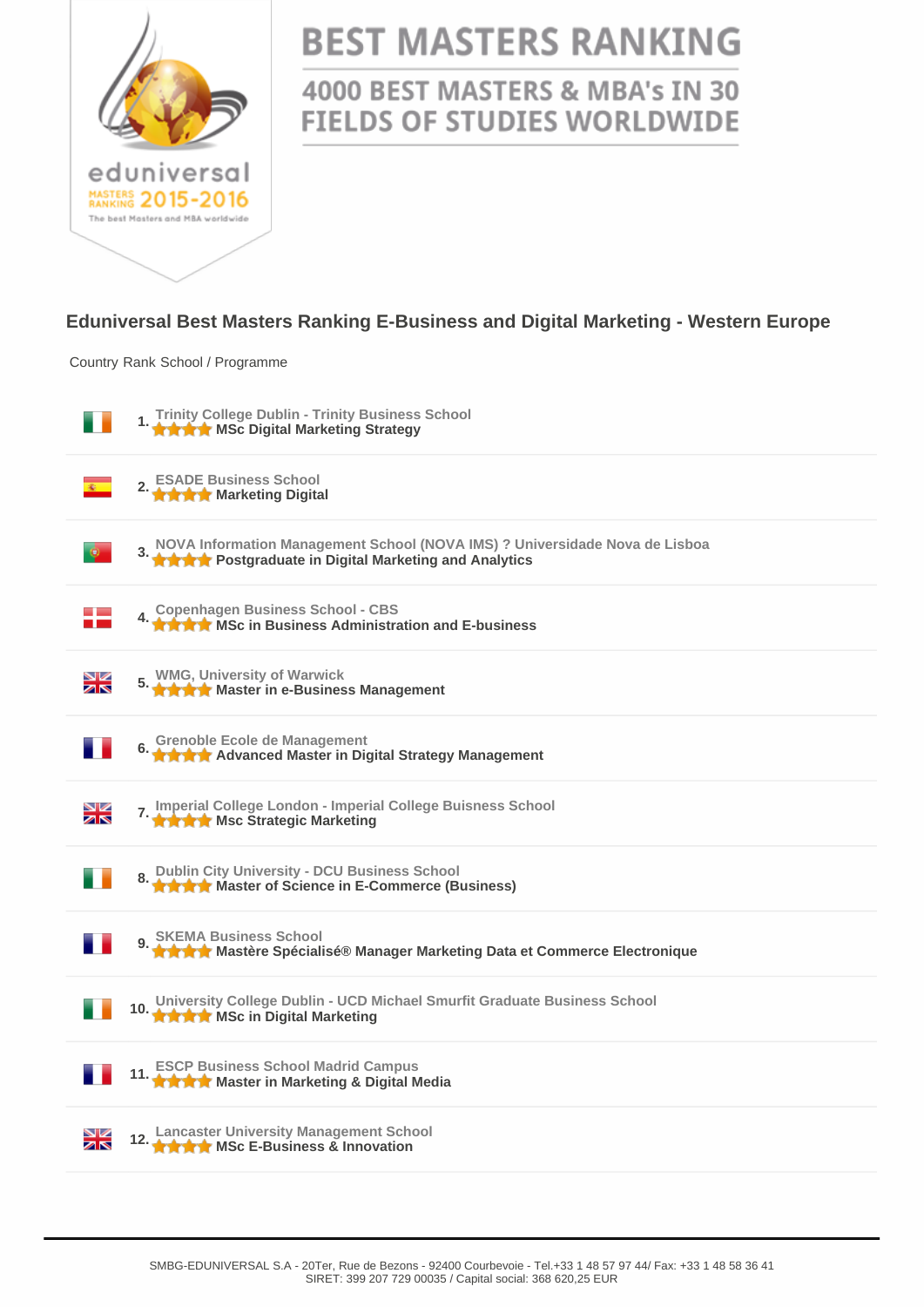# BEST MASTERS RANKING

## 4000 BEST MASTERS & MBA's IN 30 FIELDS OF STUDIES WORLDWIDE

eduniversal MASTERS RANKING 2015-2016
The best Masters and MBA worldwide

### Eduniversal Best Masters Ranking E-Business and Digital Marketing - Western Europe

| Country | Rank | School / Programme |
|---|---|---|
| Ireland | 1. | Trinity College Dublin - Trinity Business School<br>**MSc Digital Marketing Strategy** |
| Spain | 2. | ESADE Business School<br>**Marketing Digital** |
| Portugal | 3. | NOVA Information Management School (NOVA IMS) ? Universidade Nova de Lisboa<br>**Postgraduate in Digital Marketing and Analytics** |
| Denmark | 4. | Copenhagen Business School - CBS<br>**MSc in Business Administration and E-business** |
| United Kingdom | 5. | WMG, University of Warwick<br>**Master in e-Business Management** |
| France | 6. | Grenoble Ecole de Management<br>**Advanced Master in Digital Strategy Management** |
| United Kingdom | 7. | Imperial College London - Imperial College Buisness School<br>**Msc Strategic Marketing** |
| Ireland | 8. | Dublin City University - DCU Business School<br>**Master of Science in E-Commerce (Business)** |
| France | 9. | SKEMA Business School<br>**Mastère Spécialisé® Manager Marketing Data et Commerce Electronique** |
| Ireland | 10. | University College Dublin - UCD Michael Smurfit Graduate Business School<br>**MSc in Digital Marketing** |
| France | 11. | ESCP Business School Madrid Campus<br>**Master in Marketing & Digital Media** |
| United Kingdom | 12. | Lancaster University Management School<br>**MSc E-Business & Innovation** |

SMBG-EDUNIVERSAL S.A - 20Ter, Rue de Bezons - 92400 Courbevoie - Tel.+33 1 48 57 97 44/ Fax: +33 1 48 58 36 41
SIRET: 399 207 729 00035 / Capital social: 368 620,25 EUR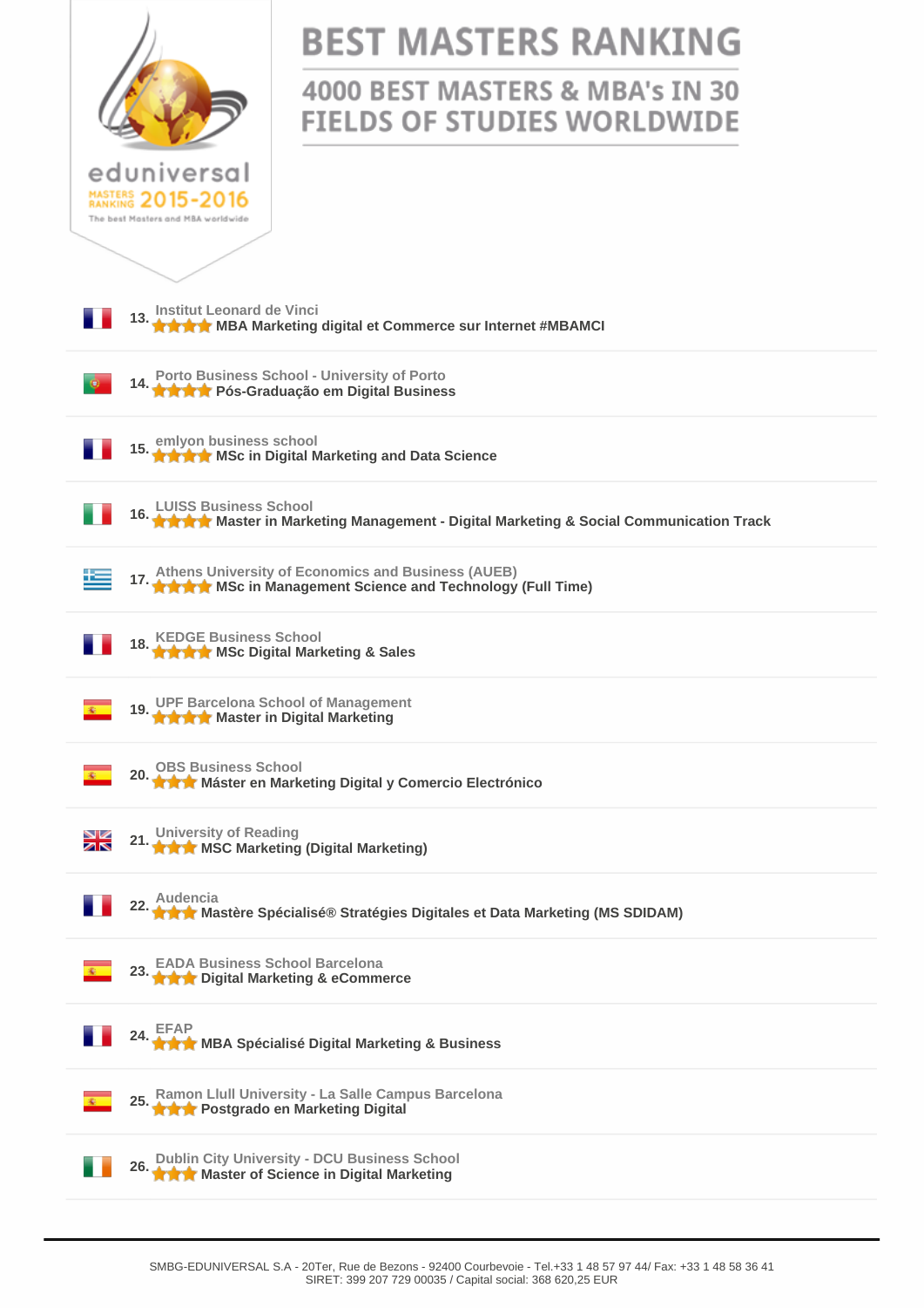eduniversal

MASTERS RANKING 2015-2016

The best Masters and MBA worldwide

# BEST MASTERS RANKING

## 4000 BEST MASTERS & MBA's IN 30 FIELDS OF STUDIES WORLDWIDE

13. Institut Leonard de Vinci
**MBA Marketing digital et Commerce sur Internet #MBAMCI**

14. Porto Business School - University of Porto
**Pós-Graduação em Digital Business**

15. emlyon business school
**MSc in Digital Marketing and Data Science**

16. LUISS Business School
**Master in Marketing Management - Digital Marketing & Social Communication Track**

17. Athens University of Economics and Business (AUEB)
**MSc in Management Science and Technology (Full Time)**

18. KEDGE Business School
**MSc Digital Marketing & Sales**

19. UPF Barcelona School of Management
**Master in Digital Marketing**

20. OBS Business School
**Máster en Marketing Digital y Comercio Electrónico**

21. University of Reading
**MSC Marketing (Digital Marketing)**

22. Audencia
**Mastère Spécialisé® Stratégies Digitales et Data Marketing (MS SDIDAM)**

23. EADA Business School Barcelona
**Digital Marketing & eCommerce**

24. EFAP
**MBA Spécialisé Digital Marketing & Business**

25. Ramon Llull University - La Salle Campus Barcelona
**Postgrado en Marketing Digital**

26. Dublin City University - DCU Business School
**Master of Science in Digital Marketing**

SMBG-EDUNIVERSAL S.A - 20Ter, Rue de Bezons - 92400 Courbevoie - Tel.+33 1 48 57 97 44/ Fax: +33 1 48 58 36 41
SIRET: 399 207 729 00035 / Capital social: 368 620,25 EUR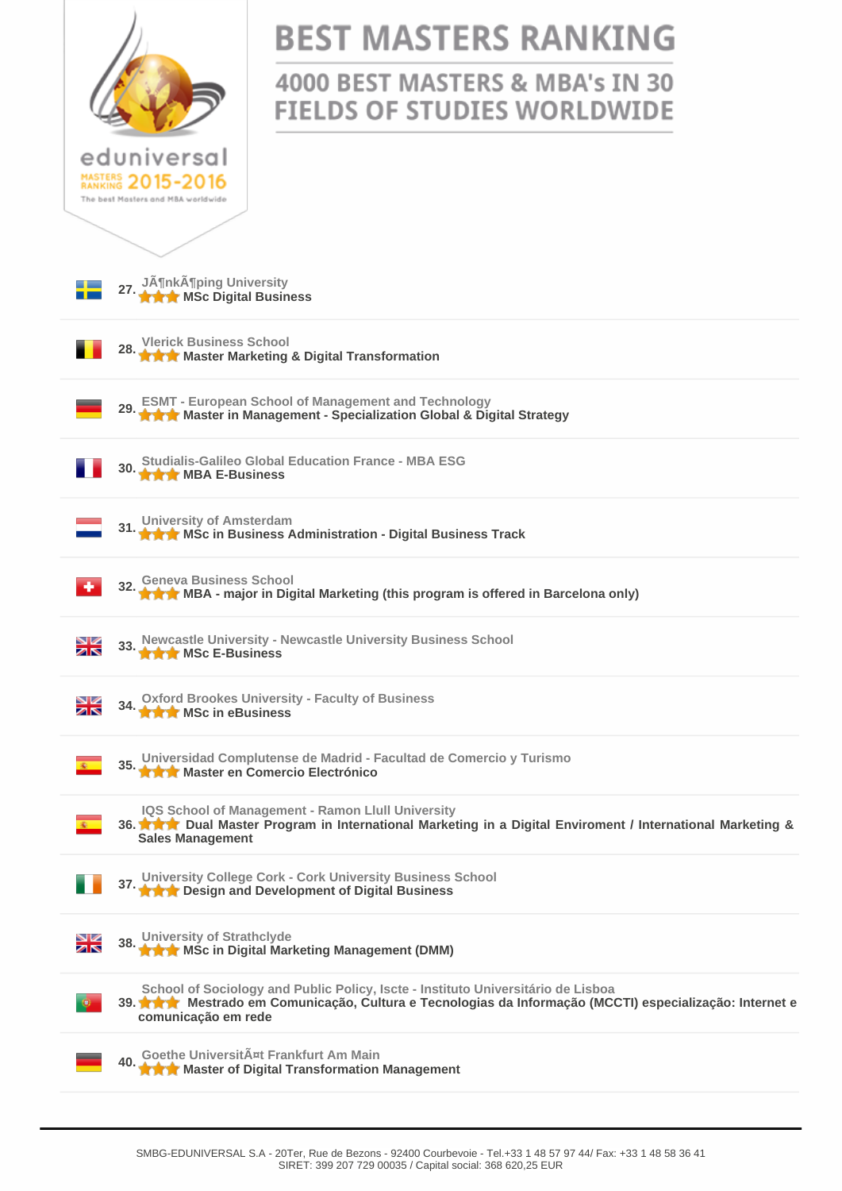# BEST MASTERS RANKING

## 4000 BEST MASTERS & MBA's IN 30 FIELDS OF STUDIES WORLDWIDE

eduniversal MASTERS RANKING 2015-2016
The best Masters and MBA worldwide

27. JÃ¶nkÃ¶ping University
★★★ MSc Digital Business

28. Vlerick Business School
★★★ Master Marketing & Digital Transformation

29. ESMT - European School of Management and Technology
★★★ Master in Management - Specialization Global & Digital Strategy

30. Studialis-Galileo Global Education France - MBA ESG
★★★ MBA E-Business

31. University of Amsterdam
★★★ MSc in Business Administration - Digital Business Track

32. Geneva Business School
★★★ MBA - major in Digital Marketing (this program is offered in Barcelona only)

33. Newcastle University - Newcastle University Business School
★★★ MSc E-Business

34. Oxford Brookes University - Faculty of Business
★★★ MSc in eBusiness

35. Universidad Complutense de Madrid - Facultad de Comercio y Turismo
★★★ Master en Comercio Electrónico

36. IQS School of Management - Ramon Llull University
★★★ Dual Master Program in International Marketing in a Digital Enviroment / International Marketing & Sales Management

37. University College Cork - Cork University Business School
★★★ Design and Development of Digital Business

38. University of Strathclyde
★★★ MSc in Digital Marketing Management (DMM)

39. School of Sociology and Public Policy, Iscte - Instituto Universitário de Lisboa
★★★ Mestrado em Comunicação, Cultura e Tecnologias da Informação (MCCTI) especialização: Internet e comunicação em rede

40. Goethe UniversitÃ¤t Frankfurt Am Main
★★★ Master of Digital Transformation Management

SMBG-EDUNIVERSAL S.A - 20Ter, Rue de Bezons - 92400 Courbevoie - Tel.+33 1 48 57 97 44/ Fax: +33 1 48 58 36 41
SIRET: 399 207 729 00035 / Capital social: 368 620,25 EUR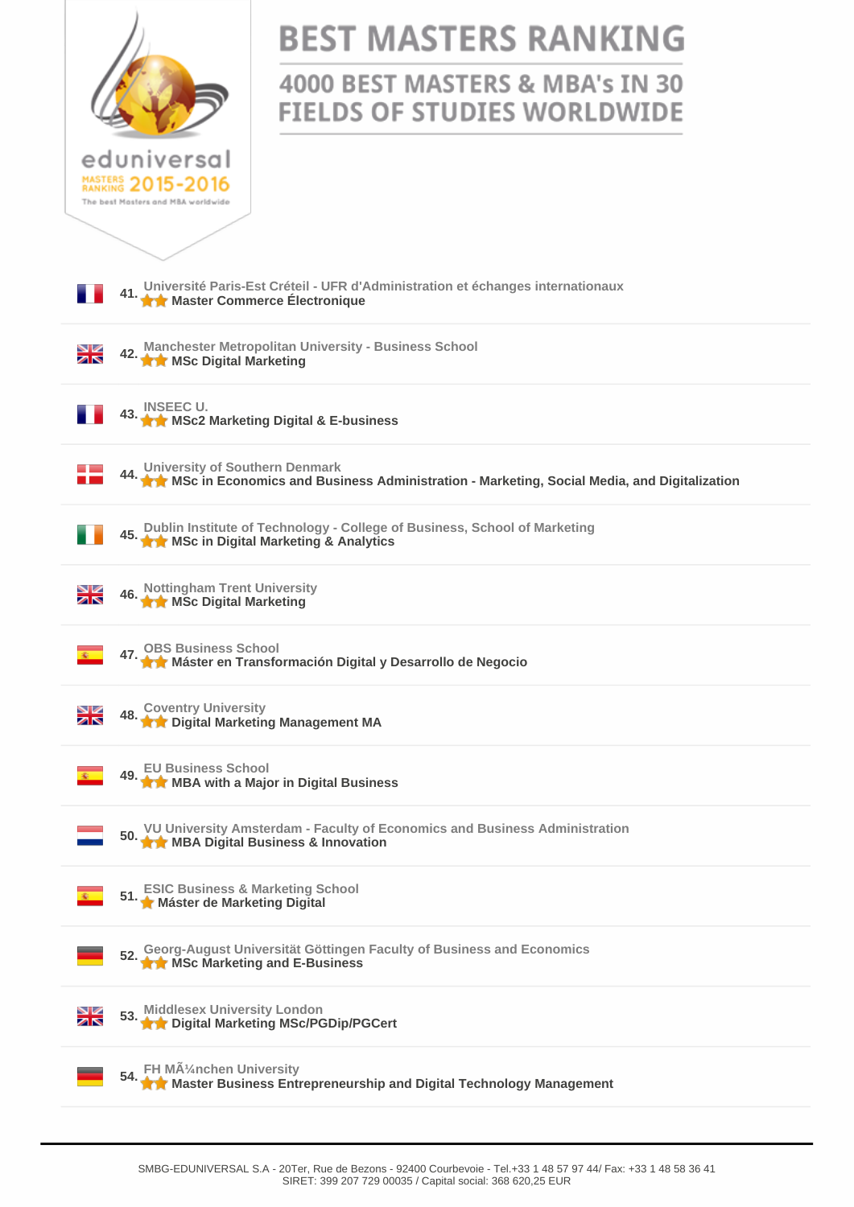# BEST MASTERS RANKING

## 4000 BEST MASTERS & MBA's IN 30 FIELDS OF STUDIES WORLDWIDE

eduniversal MASTERS RANKING 2015-2016 The best Masters and MBA worldwide

41. Université Paris-Est Créteil - UFR d'Administration et échanges internationaux
**Master Commerce Électronique**

42. Manchester Metropolitan University - Business School
**MSc Digital Marketing**

43. INSEEC U.
**MSc2 Marketing Digital & E-business**

44. University of Southern Denmark
**MSc in Economics and Business Administration - Marketing, Social Media, and Digitalization**

45. Dublin Institute of Technology - College of Business, School of Marketing
**MSc in Digital Marketing & Analytics**

46. Nottingham Trent University
**MSc Digital Marketing**

47. OBS Business School
**Máster en Transformación Digital y Desarrollo de Negocio**

48. Coventry University
**Digital Marketing Management MA**

49. EU Business School
**MBA with a Major in Digital Business**

50. VU University Amsterdam - Faculty of Economics and Business Administration
**MBA Digital Business & Innovation**

51. ESIC Business & Marketing School
**Máster de Marketing Digital**

52. Georg-August Universität Göttingen Faculty of Business and Economics
**MSc Marketing and E-Business**

53. Middlesex University London
**Digital Marketing MSc/PGDip/PGCert**

54. FH MÃ¼nchen University
**Master Business Entrepreneurship and Digital Technology Management**

SMBG-EDUNIVERSAL S.A - 20Ter, Rue de Bezons - 92400 Courbevoie - Tel.+33 1 48 57 97 44/ Fax: +33 1 48 58 36 41
SIRET: 399 207 729 00035 / Capital social: 368 620,25 EUR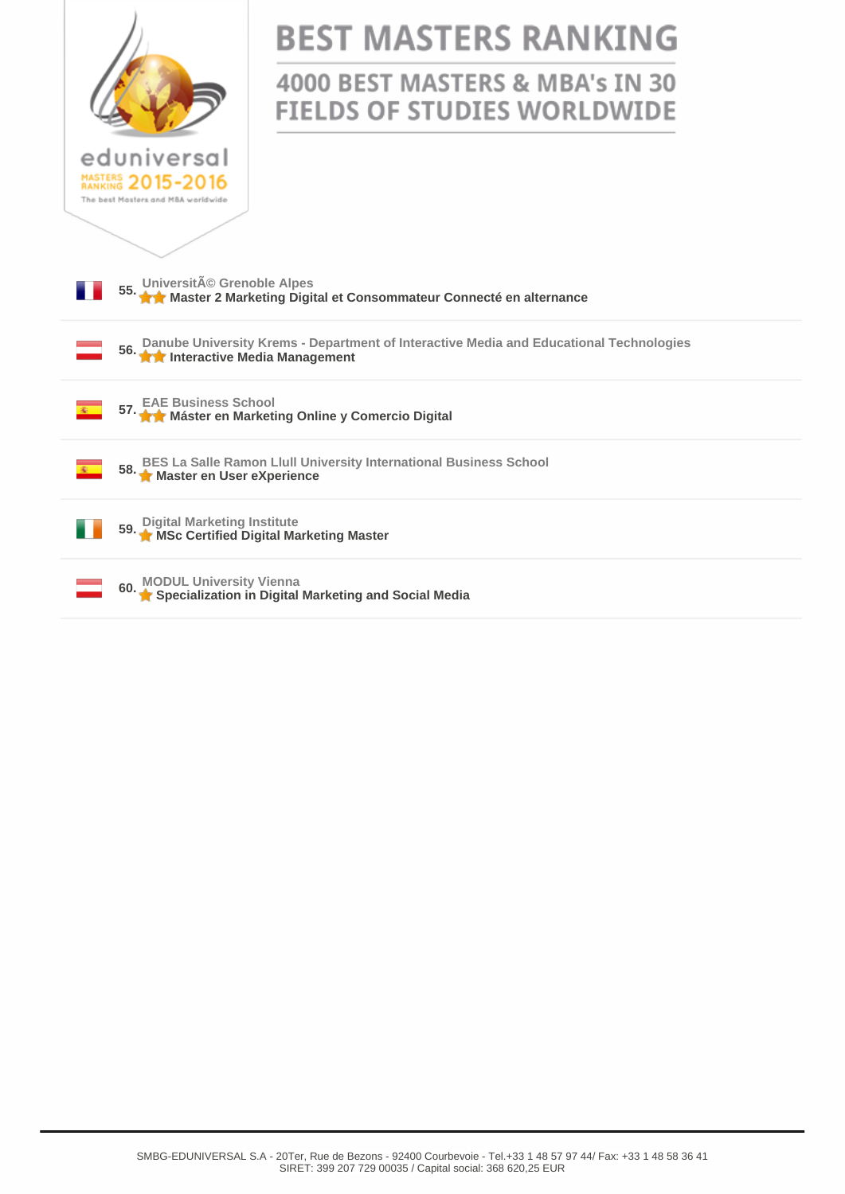# BEST MASTERS RANKING

## 4000 BEST MASTERS & MBA's IN 30 FIELDS OF STUDIES WORLDWIDE

eduniversal
MASTERS RANKING 2015-2016
The best Masters and MBA worldwide

55. UniversitÃ© Grenoble Alpes
**Master 2 Marketing Digital et Consommateur Connecté en alternance**

56. Danube University Krems - Department of Interactive Media and Educational Technologies
**Interactive Media Management**

57. EAE Business School
**Máster en Marketing Online y Comercio Digital**

58. BES La Salle Ramon Llull University International Business School
**Master en User eXperience**

59. Digital Marketing Institute
**MSc Certified Digital Marketing Master**

60. MODUL University Vienna
**Specialization in Digital Marketing and Social Media**

SMBG-EDUNIVERSAL S.A - 20Ter, Rue de Bezons - 92400 Courbevoie - Tel.+33 1 48 57 97 44/ Fax: +33 1 48 58 36 41
SIRET: 399 207 729 00035 / Capital social: 368 620,25 EUR